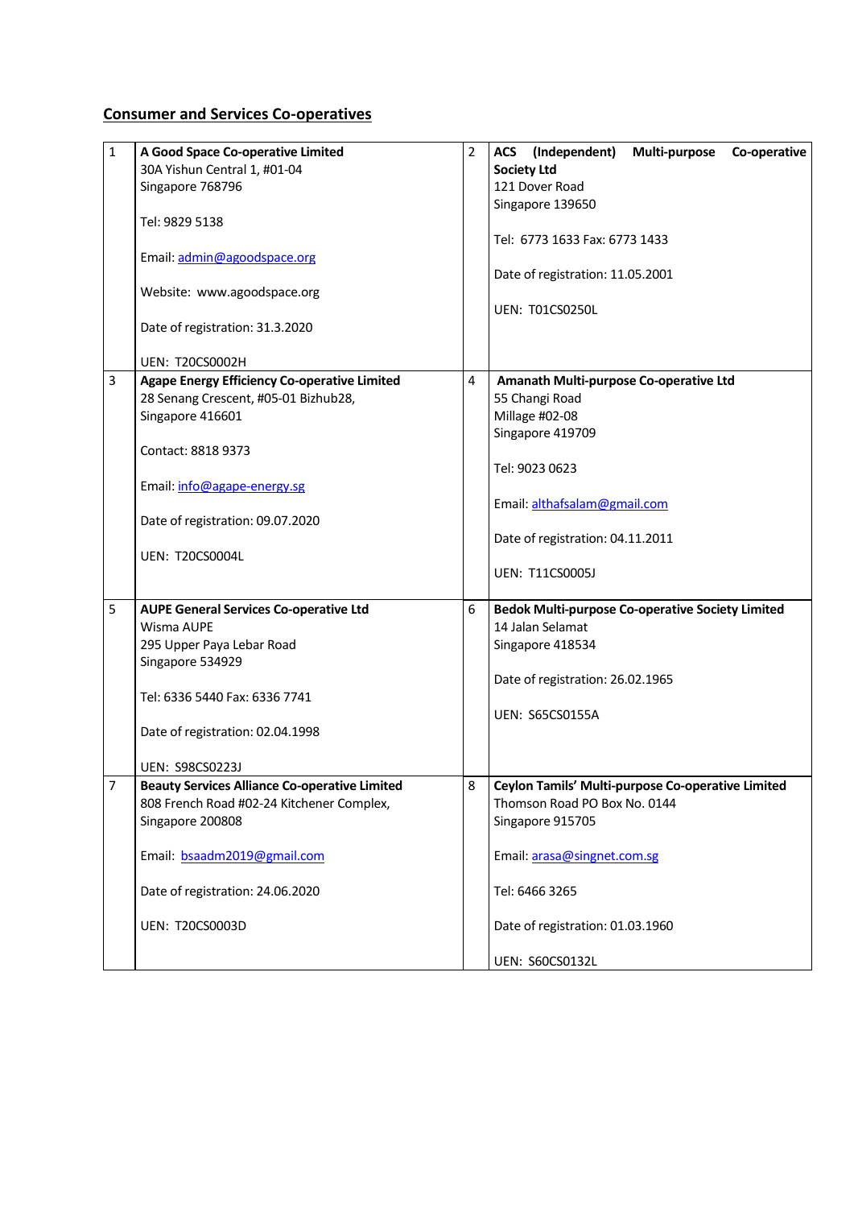## Consumer and Services Co-operatives

| | | | |
|---|---|---|---|
| 1 | **A Good Space Co-operative Limited**<br>30A Yishun Central 1, #01-04<br>Singapore 768796<br><br>Tel: 9829 5138<br><br>Email: admin@agoodspace.org<br><br>Website: www.agoodspace.org<br><br>Date of registration: 31.3.2020<br><br>UEN: T20CS0002H | 2 | **ACS (Independent) Multi-purpose Co-operative Society Ltd**<br>121 Dover Road<br>Singapore 139650<br><br>Tel: 6773 1633 Fax: 6773 1433<br><br>Date of registration: 11.05.2001<br><br>UEN: T01CS0250L |
| 3 | **Agape Energy Efficiency Co-operative Limited**<br>28 Senang Crescent, #05-01 Bizhub28,<br>Singapore 416601<br><br>Contact: 8818 9373<br><br>Email: info@agape-energy.sg<br><br>Date of registration: 09.07.2020<br><br>UEN: T20CS0004L | 4 | **Amanath Multi-purpose Co-operative Ltd**<br>55 Changi Road<br>Millage #02-08<br>Singapore 419709<br><br>Tel: 9023 0623<br><br>Email: althafsalam@gmail.com<br><br>Date of registration: 04.11.2011<br><br>UEN: T11CS0005J |
| 5 | **AUPE General Services Co-operative Ltd**<br>Wisma AUPE<br>295 Upper Paya Lebar Road<br>Singapore 534929<br><br>Tel: 6336 5440 Fax: 6336 7741<br><br>Date of registration: 02.04.1998<br><br>UEN: S98CS0223J | 6 | **Bedok Multi-purpose Co-operative Society Limited**<br>14 Jalan Selamat<br>Singapore 418534<br><br>Date of registration: 26.02.1965<br><br>UEN: S65CS0155A |
| 7 | **Beauty Services Alliance Co-operative Limited**<br>808 French Road #02-24 Kitchener Complex,<br>Singapore 200808<br><br>Email: bsaadm2019@gmail.com<br><br>Date of registration: 24.06.2020<br><br>UEN: T20CS0003D | 8 | **Ceylon Tamils' Multi-purpose Co-operative Limited**<br>Thomson Road PO Box No. 0144<br>Singapore 915705<br><br>Email: arasa@singnet.com.sg<br><br>Tel: 6466 3265<br><br>Date of registration: 01.03.1960<br><br>UEN: S60CS0132L |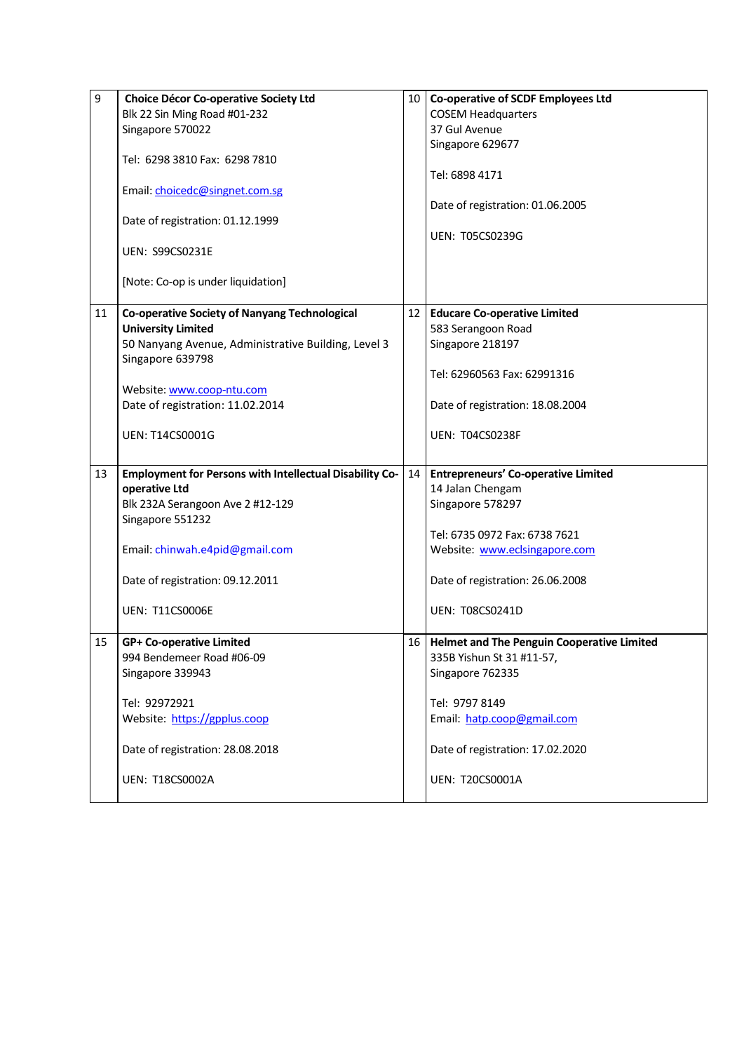| No. | Details | No. | Details |
|---|---|---|---|
| 9 | **Choice Décor Co-operative Society Ltd**<br>Blk 22 Sin Ming Road #01-232<br>Singapore 570022<br><br>Tel: 6298 3810 Fax: 6298 7810<br><br>Email: choicedc@singnet.com.sg<br><br>Date of registration: 01.12.1999<br><br>UEN: S99CS0231E<br><br>[Note: Co-op is under liquidation] | 10 | **Co-operative of SCDF Employees Ltd**<br>COSEM Headquarters<br>37 Gul Avenue<br>Singapore 629677<br><br>Tel: 6898 4171<br><br>Date of registration: 01.06.2005<br><br>UEN: T05CS0239G |
| 11 | **Co-operative Society of Nanyang Technological University Limited**<br>50 Nanyang Avenue, Administrative Building, Level 3<br>Singapore 639798<br><br>Website: www.coop-ntu.com<br>Date of registration: 11.02.2014<br><br>UEN: T14CS0001G | 12 | **Educare Co-operative Limited**<br>583 Serangoon Road<br>Singapore 218197<br><br>Tel: 62960563 Fax: 62991316<br><br>Date of registration: 18.08.2004<br><br>UEN: T04CS0238F |
| 13 | **Employment for Persons with Intellectual Disability Co-operative Ltd**<br>Blk 232A Serangoon Ave 2 #12-129<br>Singapore 551232<br><br>Email: chinwah.e4pid@gmail.com<br><br>Date of registration: 09.12.2011<br><br>UEN: T11CS0006E | 14 | **Entrepreneurs' Co-operative Limited**<br>14 Jalan Chengam<br>Singapore 578297<br><br>Tel: 6735 0972 Fax: 6738 7621<br>Website: www.eclsingapore.com<br><br>Date of registration: 26.06.2008<br><br>UEN: T08CS0241D |
| 15 | **GP+ Co-operative Limited**<br>994 Bendemeer Road #06-09<br>Singapore 339943<br><br>Tel: 92972921<br>Website: https://gpplus.coop<br><br>Date of registration: 28.08.2018<br><br>UEN: T18CS0002A | 16 | **Helmet and The Penguin Cooperative Limited**<br>335B Yishun St 31 #11-57,<br>Singapore 762335<br><br>Tel: 9797 8149<br>Email: hatp.coop@gmail.com<br><br>Date of registration: 17.02.2020<br><br>UEN: T20CS0001A |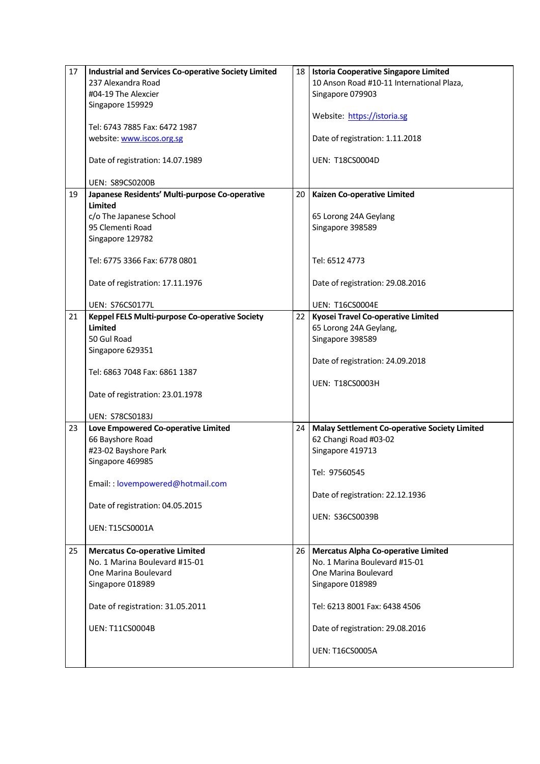| | | | |
|---|---|---|---|
| 17 | **Industrial and Services Co-operative Society Limited**<br>237 Alexandra Road<br>#04-19 The Alexcier<br>Singapore 159929<br><br>Tel: 6743 7885 Fax: 6472 1987<br>website: www.iscos.org.sg<br><br>Date of registration: 14.07.1989<br><br>UEN: S89CS0200B | 18 | **Istoria Cooperative Singapore Limited**<br>10 Anson Road #10-11 International Plaza,<br>Singapore 079903<br><br>Website: https://istoria.sg<br><br>Date of registration: 1.11.2018<br><br>UEN: T18CS0004D |
| 19 | **Japanese Residents' Multi-purpose Co-operative Limited**<br>c/o The Japanese School<br>95 Clementi Road<br>Singapore 129782<br><br>Tel: 6775 3366 Fax: 6778 0801<br><br>Date of registration: 17.11.1976<br><br>UEN: S76CS0177L | 20 | **Kaizen Co-operative Limited**<br><br>65 Lorong 24A Geylang<br>Singapore 398589<br><br>Tel: 6512 4773<br><br>Date of registration: 29.08.2016<br><br>UEN: T16CS0004E |
| 21 | **Keppel FELS Multi-purpose Co-operative Society Limited**<br>50 Gul Road<br>Singapore 629351<br><br>Tel: 6863 7048 Fax: 6861 1387<br><br>Date of registration: 23.01.1978<br><br>UEN: S78CS0183J | 22 | **Kyosei Travel Co-operative Limited**<br>65 Lorong 24A Geylang,<br>Singapore 398589<br><br>Date of registration: 24.09.2018<br><br>UEN: T18CS0003H |
| 23 | **Love Empowered Co-operative Limited**<br>66 Bayshore Road<br>#23-02 Bayshore Park<br>Singapore 469985<br><br>Email: : lovempowered@hotmail.com<br><br>Date of registration: 04.05.2015<br><br>UEN: T15CS0001A | 24 | **Malay Settlement Co-operative Society Limited**<br>62 Changi Road #03-02<br>Singapore 419713<br><br>Tel: 97560545<br><br>Date of registration: 22.12.1936<br><br>UEN: S36CS0039B |
| 25 | **Mercatus Co-operative Limited**<br>No. 1 Marina Boulevard #15-01<br>One Marina Boulevard<br>Singapore 018989<br><br>Date of registration: 31.05.2011<br><br>UEN: T11CS0004B | 26 | **Mercatus Alpha Co-operative Limited**<br>No. 1 Marina Boulevard #15-01<br>One Marina Boulevard<br>Singapore 018989<br><br>Tel: 6213 8001 Fax: 6438 4506<br><br>Date of registration: 29.08.2016<br><br>UEN: T16CS0005A |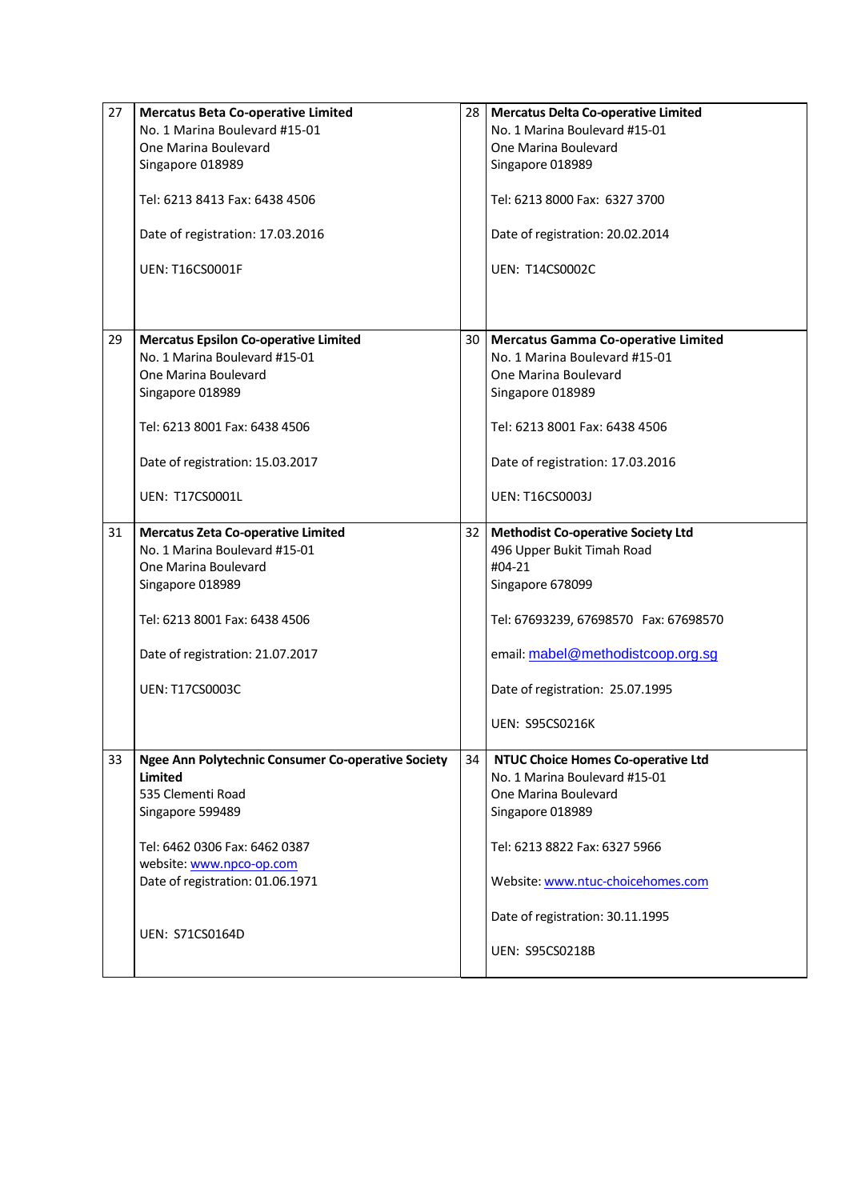| | | | |
|---|---|---|---|
| 27 | **Mercatus Beta Co-operative Limited**<br>No. 1 Marina Boulevard #15-01<br>One Marina Boulevard<br>Singapore 018989<br><br>Tel: 6213 8413 Fax: 6438 4506<br><br>Date of registration: 17.03.2016<br><br>UEN: T16CS0001F | 28 | **Mercatus Delta Co-operative Limited**<br>No. 1 Marina Boulevard #15-01<br>One Marina Boulevard<br>Singapore 018989<br><br>Tel: 6213 8000 Fax: 6327 3700<br><br>Date of registration: 20.02.2014<br><br>UEN: T14CS0002C |
| 29 | **Mercatus Epsilon Co-operative Limited**<br>No. 1 Marina Boulevard #15-01<br>One Marina Boulevard<br>Singapore 018989<br><br>Tel: 6213 8001 Fax: 6438 4506<br><br>Date of registration: 15.03.2017<br><br>UEN: T17CS0001L | 30 | **Mercatus Gamma Co-operative Limited**<br>No. 1 Marina Boulevard #15-01<br>One Marina Boulevard<br>Singapore 018989<br><br>Tel: 6213 8001 Fax: 6438 4506<br><br>Date of registration: 17.03.2016<br><br>UEN: T16CS0003J |
| 31 | **Mercatus Zeta Co-operative Limited**<br>No. 1 Marina Boulevard #15-01<br>One Marina Boulevard<br>Singapore 018989<br><br>Tel: 6213 8001 Fax: 6438 4506<br><br>Date of registration: 21.07.2017<br><br>UEN: T17CS0003C | 32 | **Methodist Co-operative Society Ltd**<br>496 Upper Bukit Timah Road<br>#04-21<br>Singapore 678099<br><br>Tel: 67693239, 67698570 Fax: 67698570<br><br>email: mabel@methodistcoop.org.sg<br><br>Date of registration: 25.07.1995<br><br>UEN: S95CS0216K |
| 33 | **Ngee Ann Polytechnic Consumer Co-operative Society Limited**<br>535 Clementi Road<br>Singapore 599489<br><br>Tel: 6462 0306 Fax: 6462 0387<br>website: www.npco-op.com<br>Date of registration: 01.06.1971<br><br>UEN: S71CS0164D | 34 | **NTUC Choice Homes Co-operative Ltd**<br>No. 1 Marina Boulevard #15-01<br>One Marina Boulevard<br>Singapore 018989<br><br>Tel: 6213 8822 Fax: 6327 5966<br><br>Website: www.ntuc-choicehomes.com<br><br>Date of registration: 30.11.1995<br><br>UEN: S95CS0218B |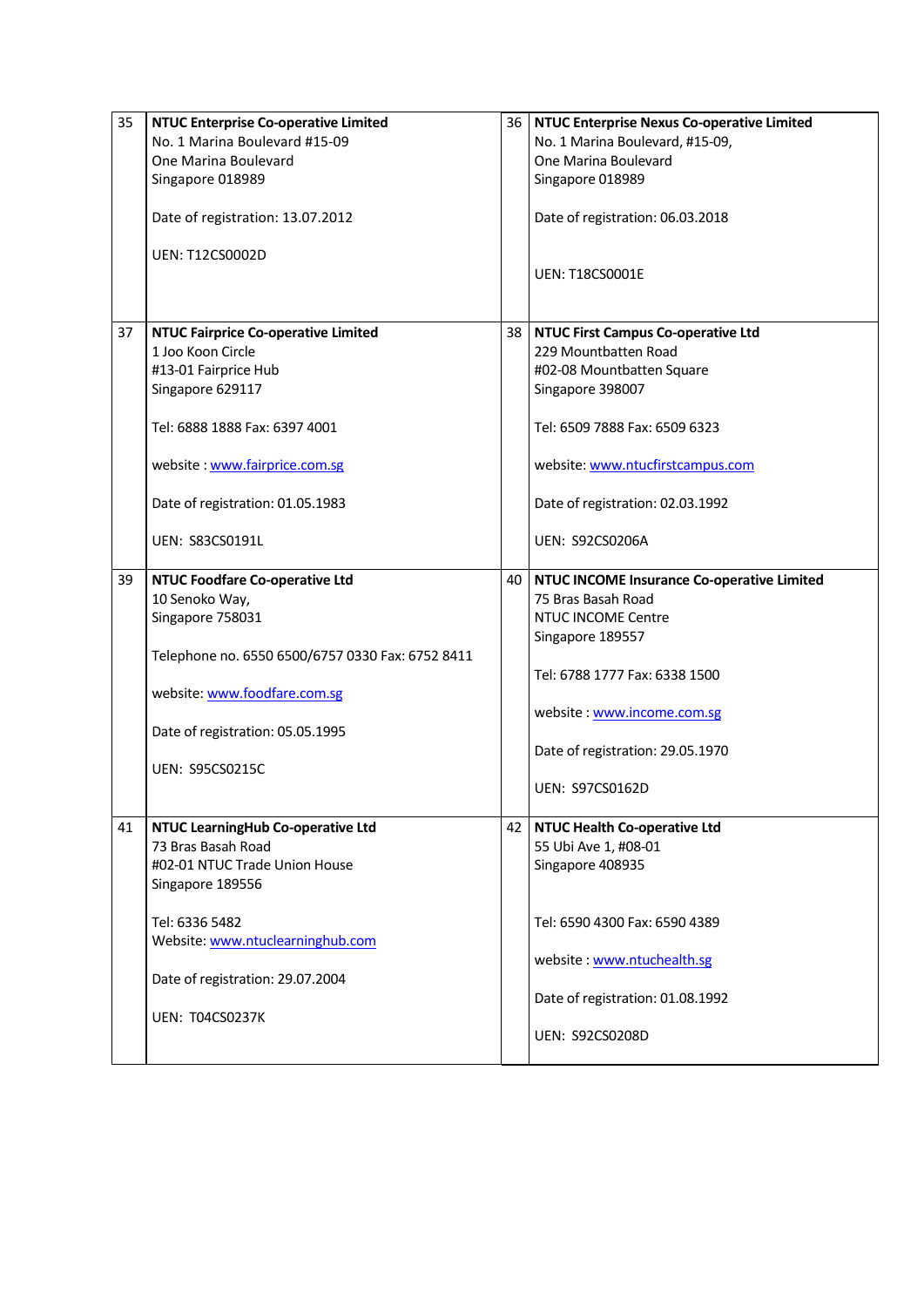| | | | |
|---|---|---|---|
| 35 | **NTUC Enterprise Co-operative Limited**<br>No. 1 Marina Boulevard #15-09<br>One Marina Boulevard<br>Singapore 018989<br><br>Date of registration: 13.07.2012<br><br>UEN: T12CS0002D | 36 | **NTUC Enterprise Nexus Co-operative Limited**<br>No. 1 Marina Boulevard, #15-09,<br>One Marina Boulevard<br>Singapore 018989<br><br>Date of registration: 06.03.2018<br><br>UEN: T18CS0001E |
| 37 | **NTUC Fairprice Co-operative Limited**<br>1 Joo Koon Circle<br>#13-01 Fairprice Hub<br>Singapore 629117<br><br>Tel: 6888 1888 Fax: 6397 4001<br><br>website : www.fairprice.com.sg<br><br>Date of registration: 01.05.1983<br><br>UEN: S83CS0191L | 38 | **NTUC First Campus Co-operative Ltd**<br>229 Mountbatten Road<br>#02-08 Mountbatten Square<br>Singapore 398007<br><br>Tel: 6509 7888 Fax: 6509 6323<br><br>website: www.ntucfirstcampus.com<br><br>Date of registration: 02.03.1992<br><br>UEN: S92CS0206A |
| 39 | **NTUC Foodfare Co-operative Ltd**<br>10 Senoko Way,<br>Singapore 758031<br><br>Telephone no. 6550 6500/6757 0330 Fax: 6752 8411<br><br>website: www.foodfare.com.sg<br><br>Date of registration: 05.05.1995<br><br>UEN: S95CS0215C | 40 | **NTUC INCOME Insurance Co-operative Limited**<br>75 Bras Basah Road<br>NTUC INCOME Centre<br>Singapore 189557<br><br>Tel: 6788 1777 Fax: 6338 1500<br><br>website : www.income.com.sg<br><br>Date of registration: 29.05.1970<br><br>UEN: S97CS0162D |
| 41 | **NTUC LearningHub Co-operative Ltd**<br>73 Bras Basah Road<br>#02-01 NTUC Trade Union House<br>Singapore 189556<br><br>Tel: 6336 5482<br>Website: www.ntuclearninghub.com<br><br>Date of registration: 29.07.2004<br><br>UEN: T04CS0237K | 42 | **NTUC Health Co-operative Ltd**<br>55 Ubi Ave 1, #08-01<br>Singapore 408935<br><br>Tel: 6590 4300 Fax: 6590 4389<br><br>website : www.ntuchealth.sg<br><br>Date of registration: 01.08.1992<br><br>UEN: S92CS0208D |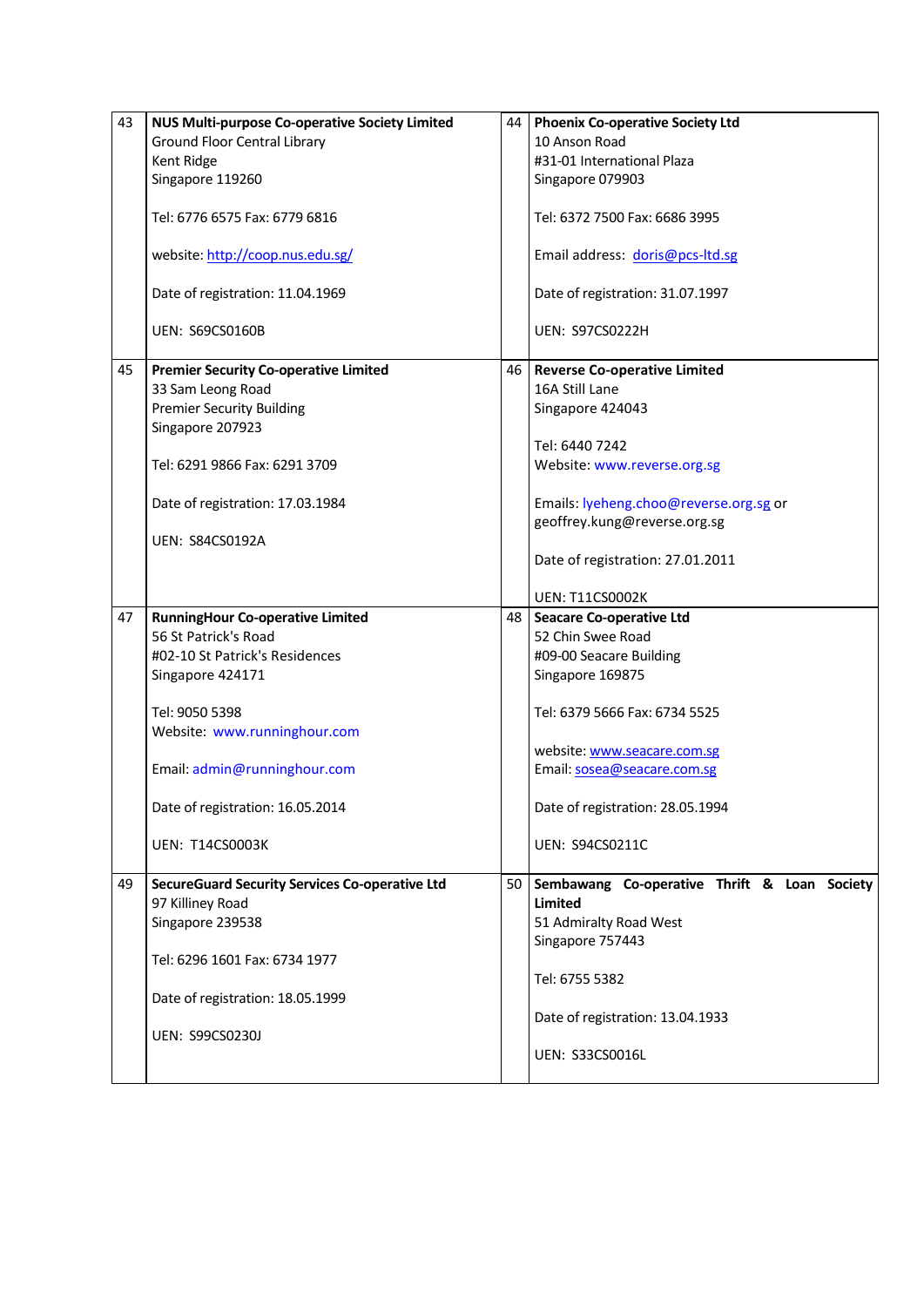| | | | |
|---|---|---|---|
| 43 | **NUS Multi-purpose Co-operative Society Limited**<br>Ground Floor Central Library<br>Kent Ridge<br>Singapore 119260<br><br>Tel: 6776 6575 Fax: 6779 6816<br><br>website: http://coop.nus.edu.sg/<br><br>Date of registration: 11.04.1969<br><br>UEN: S69CS0160B | 44 | **Phoenix Co-operative Society Ltd**<br>10 Anson Road<br>#31-01 International Plaza<br>Singapore 079903<br><br>Tel: 6372 7500 Fax: 6686 3995<br><br>Email address: doris@pcs-ltd.sg<br><br>Date of registration: 31.07.1997<br><br>UEN: S97CS0222H |
| 45 | **Premier Security Co-operative Limited**<br>33 Sam Leong Road<br>Premier Security Building<br>Singapore 207923<br><br>Tel: 6291 9866 Fax: 6291 3709<br><br>Date of registration: 17.03.1984<br><br>UEN: S84CS0192A | 46 | **Reverse Co-operative Limited**<br>16A Still Lane<br>Singapore 424043<br><br>Tel: 6440 7242<br>Website: www.reverse.org.sg<br><br>Emails: lyeheng.choo@reverse.org.sg or geoffrey.kung@reverse.org.sg<br><br>Date of registration: 27.01.2011<br><br>UEN: T11CS0002K |
| 47 | **RunningHour Co-operative Limited**<br>56 St Patrick's Road<br>#02-10 St Patrick's Residences<br>Singapore 424171<br><br>Tel: 9050 5398<br>Website: www.runninghour.com<br><br>Email: admin@runninghour.com<br><br>Date of registration: 16.05.2014<br><br>UEN: T14CS0003K | 48 | **Seacare Co-operative Ltd**<br>52 Chin Swee Road<br>#09-00 Seacare Building<br>Singapore 169875<br><br>Tel: 6379 5666 Fax: 6734 5525<br><br>website: www.seacare.com.sg<br>Email: sosea@seacare.com.sg<br><br>Date of registration: 28.05.1994<br><br>UEN: S94CS0211C |
| 49 | **SecureGuard Security Services Co-operative Ltd**<br>97 Killiney Road<br>Singapore 239538<br><br>Tel: 6296 1601 Fax: 6734 1977<br><br>Date of registration: 18.05.1999<br><br>UEN: S99CS0230J | 50 | **Sembawang Co-operative Thrift & Loan Society Limited**<br>51 Admiralty Road West<br>Singapore 757443<br><br>Tel: 6755 5382<br><br>Date of registration: 13.04.1933<br><br>UEN: S33CS0016L |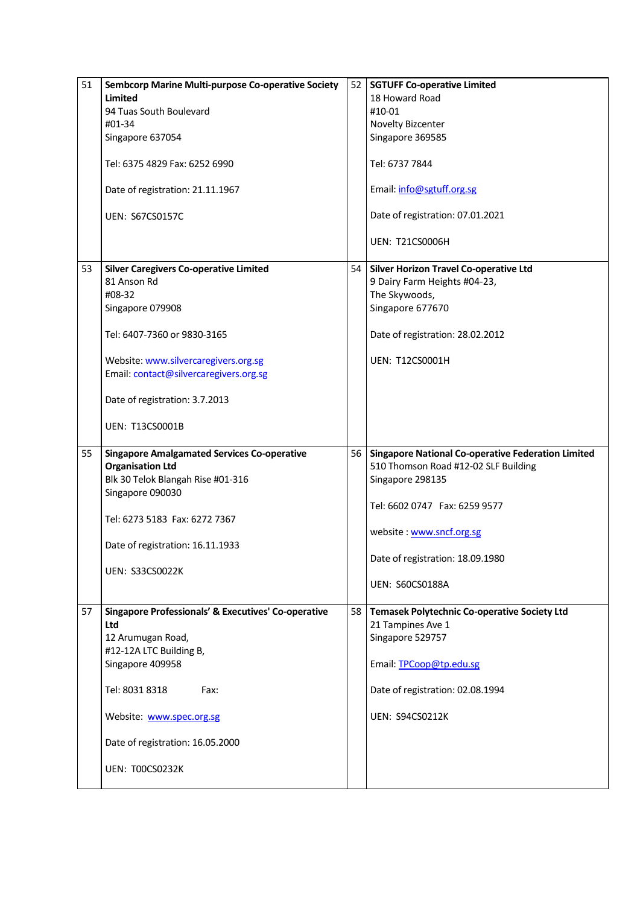| | | | |
|---|---|---|---|
| 51 | **Sembcorp Marine Multi-purpose Co-operative Society Limited**<br>94 Tuas South Boulevard<br>#01-34<br>Singapore 637054<br><br>Tel: 6375 4829 Fax: 6252 6990<br><br>Date of registration: 21.11.1967<br><br>UEN: S67CS0157C | 52 | **SGTUFF Co-operative Limited**<br>18 Howard Road<br>#10-01<br>Novelty Bizcenter<br>Singapore 369585<br><br>Tel: 6737 7844<br><br>Email: info@sgtuff.org.sg<br><br>Date of registration: 07.01.2021<br><br>UEN: T21CS0006H |
| 53 | **Silver Caregivers Co-operative Limited**<br>81 Anson Rd<br>#08-32<br>Singapore 079908<br><br>Tel: 6407-7360 or 9830-3165<br><br>Website: www.silvercaregivers.org.sg<br>Email: contact@silvercaregivers.org.sg<br><br>Date of registration: 3.7.2013<br><br>UEN: T13CS0001B | 54 | **Silver Horizon Travel Co-operative Ltd**<br>9 Dairy Farm Heights #04-23,<br>The Skywoods,<br>Singapore 677670<br><br>Date of registration: 28.02.2012<br><br>UEN: T12CS0001H |
| 55 | **Singapore Amalgamated Services Co-operative Organisation Ltd**<br>Blk 30 Telok Blangah Rise #01-316<br>Singapore 090030<br><br>Tel: 6273 5183 Fax: 6272 7367<br><br>Date of registration: 16.11.1933<br><br>UEN: S33CS0022K | 56 | **Singapore National Co-operative Federation Limited**<br>510 Thomson Road #12-02 SLF Building<br>Singapore 298135<br><br>Tel: 6602 0747 Fax: 6259 9577<br><br>website : www.sncf.org.sg<br><br>Date of registration: 18.09.1980<br><br>UEN: S60CS0188A |
| 57 | **Singapore Professionals' & Executives' Co-operative Ltd**<br>12 Arumugan Road,<br>#12-12A LTC Building B,<br>Singapore 409958<br><br>Tel: 8031 8318 Fax:<br><br>Website: www.spec.org.sg<br><br>Date of registration: 16.05.2000<br><br>UEN: T00CS0232K | 58 | **Temasek Polytechnic Co-operative Society Ltd**<br>21 Tampines Ave 1<br>Singapore 529757<br><br>Email: TPCoop@tp.edu.sg<br><br>Date of registration: 02.08.1994<br><br>UEN: S94CS0212K |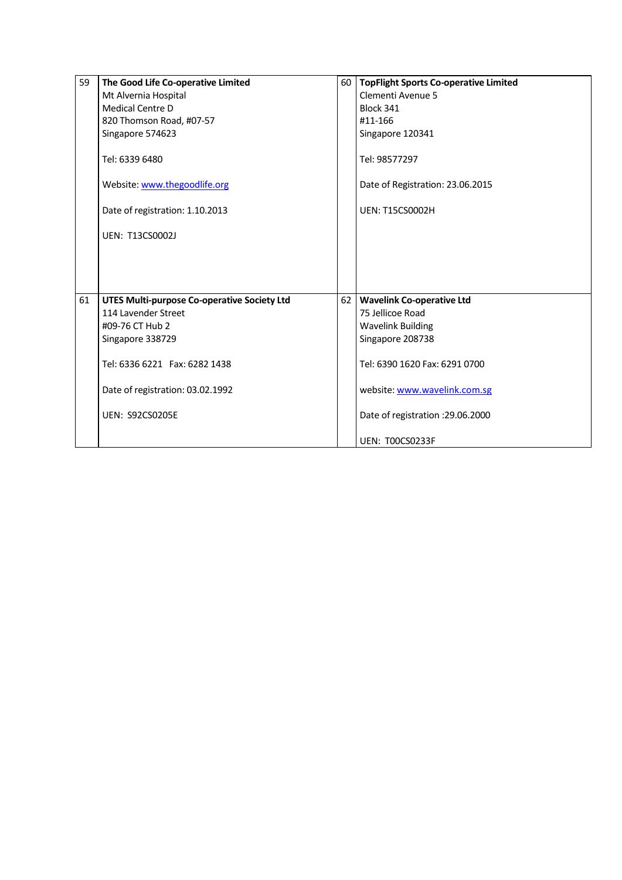| 59 | **The Good Life Co-operative Limited**<br>Mt Alvernia Hospital<br>Medical Centre D<br>820 Thomson Road, #07-57<br>Singapore 574623<br><br>Tel: 6339 6480<br><br>Website: [www.thegoodlife.org](http://www.thegoodlife.org)<br><br>Date of registration: 1.10.2013<br><br>UEN: T13CS0002J | 60 | **TopFlight Sports Co-operative Limited**<br>Clementi Avenue 5<br>Block 341<br>#11-166<br>Singapore 120341<br><br>Tel: 98577297<br><br>Date of Registration: 23.06.2015<br><br>UEN: T15CS0002H |
|---|---|---|---|
| 61 | **UTES Multi-purpose Co-operative Society Ltd**<br>114 Lavender Street<br>#09-76 CT Hub 2<br>Singapore 338729<br><br>Tel: 6336 6221 Fax: 6282 1438<br><br>Date of registration: 03.02.1992<br><br>UEN: S92CS0205E | 62 | **Wavelink Co-operative Ltd**<br>75 Jellicoe Road<br>Wavelink Building<br>Singapore 208738<br><br>Tel: 6390 1620 Fax: 6291 0700<br><br>website: [www.wavelink.com.sg](http://www.wavelink.com.sg)<br><br>Date of registration :29.06.2000<br><br>UEN: T00CS0233F |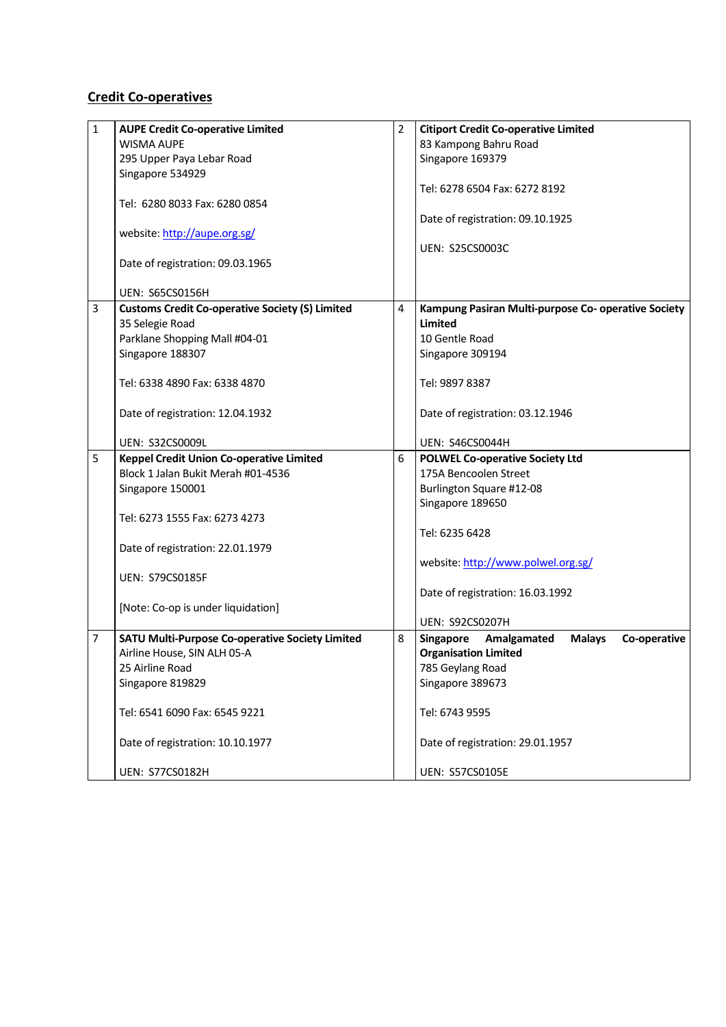## Credit Co-operatives

| | | | |
|---|---|---|---|
| 1 | **AUPE Credit Co-operative Limited**<br>WISMA AUPE<br>295 Upper Paya Lebar Road<br>Singapore 534929<br><br>Tel: 6280 8033 Fax: 6280 0854<br><br>website: [http://aupe.org.sg/](http://aupe.org.sg/)<br><br>Date of registration: 09.03.1965<br><br>UEN: S65CS0156H | 2 | **Citiport Credit Co-operative Limited**<br>83 Kampong Bahru Road<br>Singapore 169379<br><br>Tel: 6278 6504 Fax: 6272 8192<br><br>Date of registration: 09.10.1925<br><br>UEN: S25CS0003C |
| 3 | **Customs Credit Co-operative Society (S) Limited**<br>35 Selegie Road<br>Parklane Shopping Mall #04-01<br>Singapore 188307<br><br>Tel: 6338 4890 Fax: 6338 4870<br><br>Date of registration: 12.04.1932<br><br>UEN: S32CS0009L | 4 | **Kampung Pasiran Multi-purpose Co- operative Society Limited**<br>10 Gentle Road<br>Singapore 309194<br><br>Tel: 9897 8387<br><br>Date of registration: 03.12.1946<br><br>UEN: S46CS0044H |
| 5 | **Keppel Credit Union Co-operative Limited**<br>Block 1 Jalan Bukit Merah #01-4536<br>Singapore 150001<br><br>Tel: 6273 1555 Fax: 6273 4273<br><br>Date of registration: 22.01.1979<br><br>UEN: S79CS0185F<br><br>[Note: Co-op is under liquidation] | 6 | **POLWEL Co-operative Society Ltd**<br>175A Bencoolen Street<br>Burlington Square #12-08<br>Singapore 189650<br><br>Tel: 6235 6428<br><br>website: [http://www.polwel.org.sg/](http://www.polwel.org.sg/)<br><br>Date of registration: 16.03.1992<br><br>UEN: S92CS0207H |
| 7 | **SATU Multi-Purpose Co-operative Society Limited**<br>Airline House, SIN ALH 05-A<br>25 Airline Road<br>Singapore 819829<br><br>Tel: 6541 6090 Fax: 6545 9221<br><br>Date of registration: 10.10.1977<br><br>UEN: S77CS0182H | 8 | **Singapore Amalgamated Malays Co-operative Organisation Limited**<br>785 Geylang Road<br>Singapore 389673<br><br>Tel: 6743 9595<br><br>Date of registration: 29.01.1957<br><br>UEN: S57CS0105E |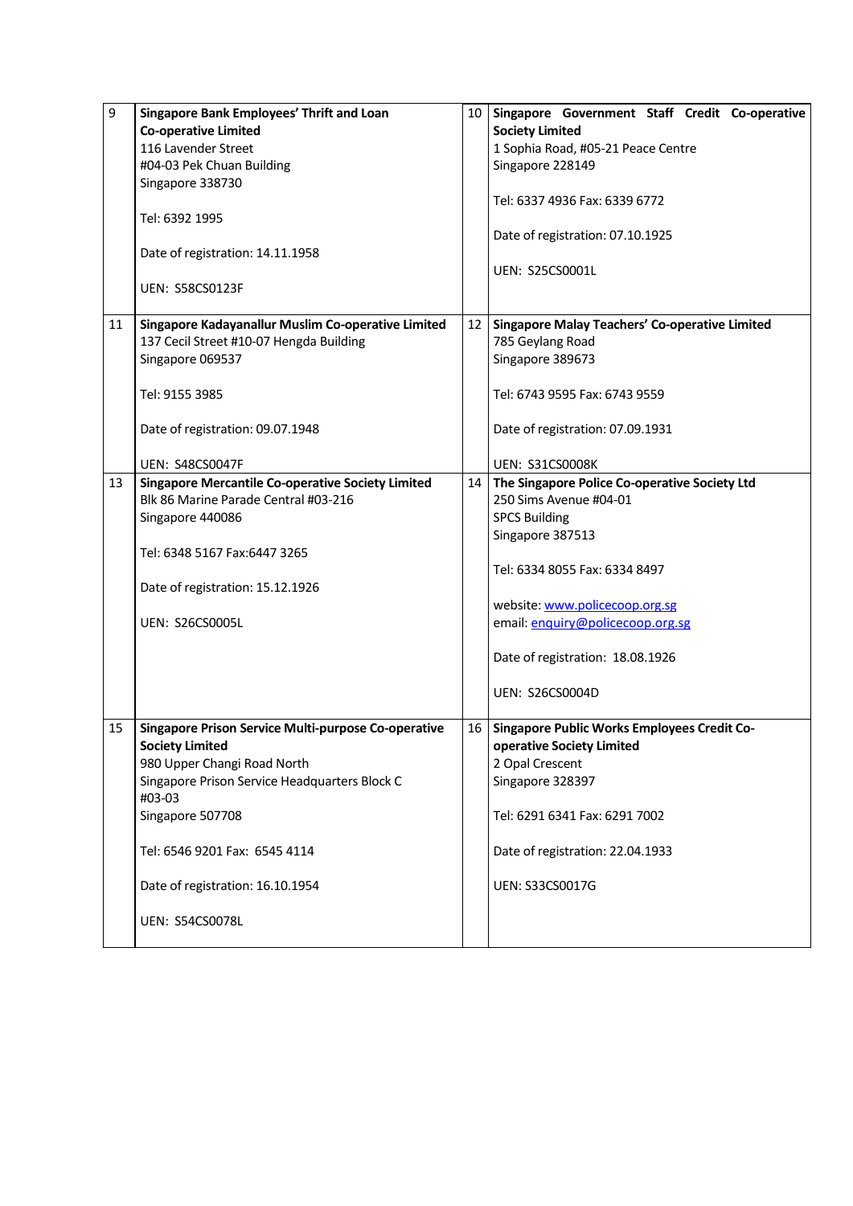| | | | |
|---|---|---|---|
| 9 | **Singapore Bank Employees' Thrift and Loan Co-operative Limited**<br>116 Lavender Street<br>#04-03 Pek Chuan Building<br>Singapore 338730<br><br>Tel: 6392 1995<br><br>Date of registration: 14.11.1958<br><br>UEN: S58CS0123F | 10 | **Singapore Government Staff Credit Co-operative Society Limited**<br>1 Sophia Road, #05-21 Peace Centre<br>Singapore 228149<br><br>Tel: 6337 4936 Fax: 6339 6772<br><br>Date of registration: 07.10.1925<br><br>UEN: S25CS0001L |
| 11 | **Singapore Kadayanallur Muslim Co-operative Limited**<br>137 Cecil Street #10-07 Hengda Building<br>Singapore 069537<br><br>Tel: 9155 3985<br><br>Date of registration: 09.07.1948<br><br>UEN: S48CS0047F | 12 | **Singapore Malay Teachers' Co-operative Limited**<br>785 Geylang Road<br>Singapore 389673<br><br>Tel: 6743 9595 Fax: 6743 9559<br><br>Date of registration: 07.09.1931<br><br>UEN: S31CS0008K |
| 13 | **Singapore Mercantile Co-operative Society Limited**<br>Blk 86 Marine Parade Central #03-216<br>Singapore 440086<br><br>Tel: 6348 5167 Fax:6447 3265<br><br>Date of registration: 15.12.1926<br><br>UEN: S26CS0005L | 14 | **The Singapore Police Co-operative Society Ltd**<br>250 Sims Avenue #04-01<br>SPCS Building<br>Singapore 387513<br><br>Tel: 6334 8055 Fax: 6334 8497<br><br>website: www.policecoop.org.sg<br>email: enquiry@policecoop.org.sg<br><br>Date of registration: 18.08.1926<br><br>UEN: S26CS0004D |
| 15 | **Singapore Prison Service Multi-purpose Co-operative Society Limited**<br>980 Upper Changi Road North<br>Singapore Prison Service Headquarters Block C #03-03<br>Singapore 507708<br><br>Tel: 6546 9201 Fax: 6545 4114<br><br>Date of registration: 16.10.1954<br><br>UEN: S54CS0078L | 16 | **Singapore Public Works Employees Credit Co-operative Society Limited**<br>2 Opal Crescent<br>Singapore 328397<br><br>Tel: 6291 6341 Fax: 6291 7002<br><br>Date of registration: 22.04.1933<br><br>UEN: S33CS0017G |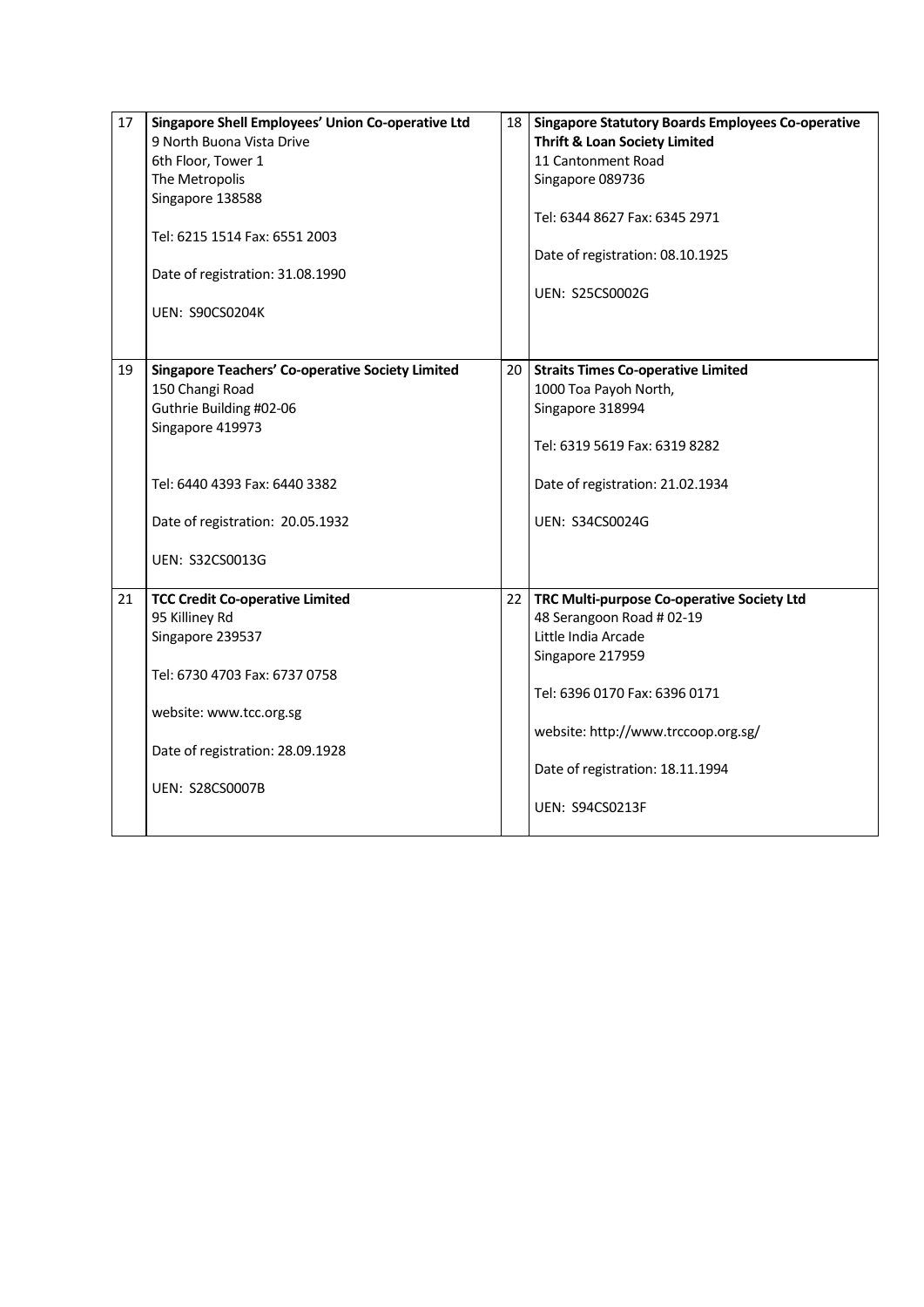| | | | |
|---|---|---|---|
| 17 | **Singapore Shell Employees' Union Co-operative Ltd**<br>9 North Buona Vista Drive<br>6th Floor, Tower 1<br>The Metropolis<br>Singapore 138588<br><br>Tel: 6215 1514 Fax: 6551 2003<br><br>Date of registration: 31.08.1990<br><br>UEN: S90CS0204K | 18 | **Singapore Statutory Boards Employees Co-operative Thrift & Loan Society Limited**<br>11 Cantonment Road<br>Singapore 089736<br><br>Tel: 6344 8627 Fax: 6345 2971<br><br>Date of registration: 08.10.1925<br><br>UEN: S25CS0002G |
| 19 | **Singapore Teachers' Co-operative Society Limited**<br>150 Changi Road<br>Guthrie Building #02-06<br>Singapore 419973<br><br>Tel: 6440 4393 Fax: 6440 3382<br><br>Date of registration: 20.05.1932<br><br>UEN: S32CS0013G | 20 | **Straits Times Co-operative Limited**<br>1000 Toa Payoh North,<br>Singapore 318994<br><br>Tel: 6319 5619 Fax: 6319 8282<br><br>Date of registration: 21.02.1934<br><br>UEN: S34CS0024G |
| 21 | **TCC Credit Co-operative Limited**<br>95 Killiney Rd<br>Singapore 239537<br><br>Tel: 6730 4703 Fax: 6737 0758<br><br>website: www.tcc.org.sg<br><br>Date of registration: 28.09.1928<br><br>UEN: S28CS0007B | 22 | **TRC Multi-purpose Co-operative Society Ltd**<br>48 Serangoon Road # 02-19<br>Little India Arcade<br>Singapore 217959<br><br>Tel: 6396 0170 Fax: 6396 0171<br><br>website: http://www.trccoop.org.sg/<br><br>Date of registration: 18.11.1994<br><br>UEN: S94CS0213F |